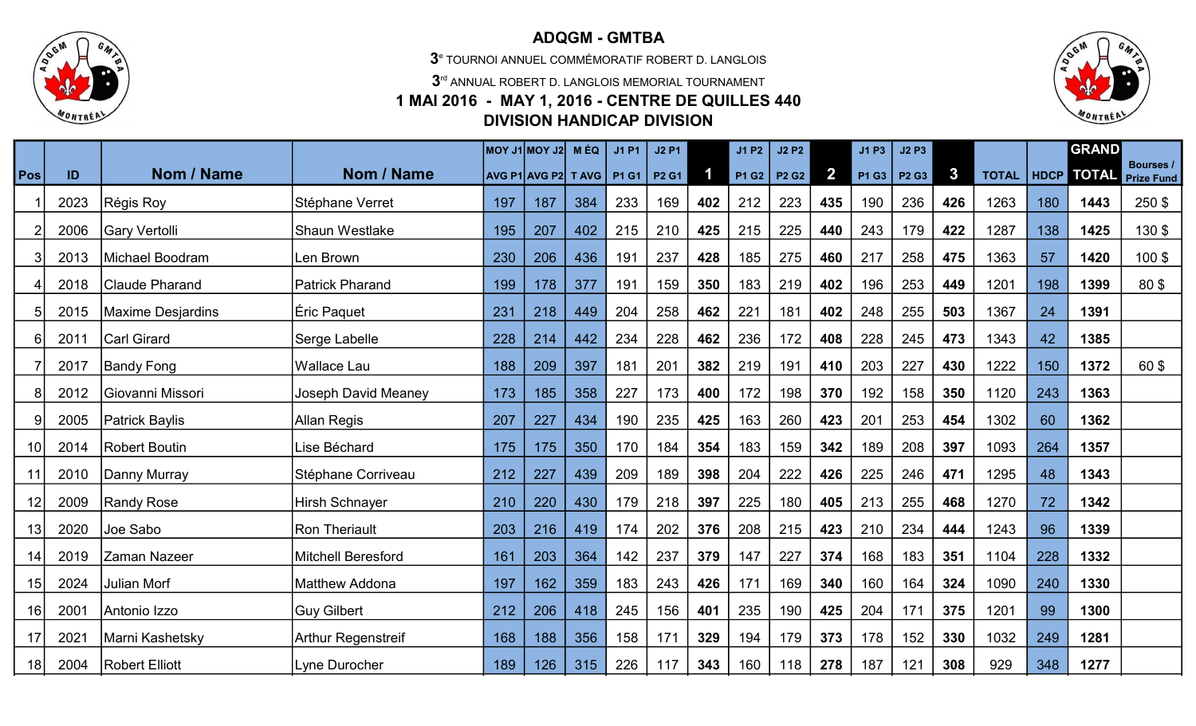# ADQGM - GMTBA

3[e] TOURNOI ANNUEL COMMÉMORATIF ROBERT D. LANGLOIS

3[rd] ANNUAL ROBERT D. LANGLOIS MEMORIAL TOURNAMENT

## 1 MAI 2016 - MAY 1, 2016 - CENTRE DE QUILLES 440

## DIVISION HANDICAP DIVISION

| Pos | ID | Nom / Name | Nom / Name | MOY J1 AVG P1 | MOY J2 AVG P2 | M ÉQ T AVG | J1 P1 P1 G1 | J2 P1 P2 G1 | 1 | J1 P2 P1 G2 | J2 P2 P2 G2 | 2 | J1 P3 P1 G3 | J2 P3 P2 G3 | 3 | TOTAL | HDCP | GRAND TOTAL | Bourses / Prize Fund |
|---|---|---|---|---|---|---|---|---|---|---|---|---|---|---|---|---|---|---|---|
| 1 | 2023 | Régis Roy | Stéphane Verret | 197 | 187 | 384 | 233 | 169 | **402** | 212 | 223 | **435** | 190 | 236 | **426** | 1263 | 180 | **1443** | 250 $ |
| 2 | 2006 | Gary Vertolli | Shaun Westlake | 195 | 207 | 402 | 215 | 210 | **425** | 215 | 225 | **440** | 243 | 179 | **422** | 1287 | 138 | **1425** | 130 $ |
| 3 | 2013 | Michael Boodram | Len Brown | 230 | 206 | 436 | 191 | 237 | **428** | 185 | 275 | **460** | 217 | 258 | **475** | 1363 | 57 | **1420** | 100 $ |
| 4 | 2018 | Claude Pharand | Patrick Pharand | 199 | 178 | 377 | 191 | 159 | **350** | 183 | 219 | **402** | 196 | 253 | **449** | 1201 | 198 | **1399** | 80 $ |
| 5 | 2015 | Maxime Desjardins | Éric Paquet | 231 | 218 | 449 | 204 | 258 | **462** | 221 | 181 | **402** | 248 | 255 | **503** | 1367 | 24 | **1391** | |
| 6 | 2011 | Carl Girard | Serge Labelle | 228 | 214 | 442 | 234 | 228 | **462** | 236 | 172 | **408** | 228 | 245 | **473** | 1343 | 42 | **1385** | |
| 7 | 2017 | Bandy Fong | Wallace Lau | 188 | 209 | 397 | 181 | 201 | **382** | 219 | 191 | **410** | 203 | 227 | **430** | 1222 | 150 | **1372** | 60 $ |
| 8 | 2012 | Giovanni Missori | Joseph David Meaney | 173 | 185 | 358 | 227 | 173 | **400** | 172 | 198 | **370** | 192 | 158 | **350** | 1120 | 243 | **1363** | |
| 9 | 2005 | Patrick Baylis | Allan Regis | 207 | 227 | 434 | 190 | 235 | **425** | 163 | 260 | **423** | 201 | 253 | **454** | 1302 | 60 | **1362** | |
| 10 | 2014 | Robert Boutin | Lise Béchard | 175 | 175 | 350 | 170 | 184 | **354** | 183 | 159 | **342** | 189 | 208 | **397** | 1093 | 264 | **1357** | |
| 11 | 2010 | Danny Murray | Stéphane Corriveau | 212 | 227 | 439 | 209 | 189 | **398** | 204 | 222 | **426** | 225 | 246 | **471** | 1295 | 48 | **1343** | |
| 12 | 2009 | Randy Rose | Hirsh Schnayer | 210 | 220 | 430 | 179 | 218 | **397** | 225 | 180 | **405** | 213 | 255 | **468** | 1270 | 72 | **1342** | |
| 13 | 2020 | Joe Sabo | Ron Theriault | 203 | 216 | 419 | 174 | 202 | **376** | 208 | 215 | **423** | 210 | 234 | **444** | 1243 | 96 | **1339** | |
| 14 | 2019 | Zaman Nazeer | Mitchell Beresford | 161 | 203 | 364 | 142 | 237 | **379** | 147 | 227 | **374** | 168 | 183 | **351** | 1104 | 228 | **1332** | |
| 15 | 2024 | Julian Morf | Matthew Addona | 197 | 162 | 359 | 183 | 243 | **426** | 171 | 169 | **340** | 160 | 164 | **324** | 1090 | 240 | **1330** | |
| 16 | 2001 | Antonio Izzo | Guy Gilbert | 212 | 206 | 418 | 245 | 156 | **401** | 235 | 190 | **425** | 204 | 171 | **375** | 1201 | 99 | **1300** | |
| 17 | 2021 | Marni Kashetsky | Arthur Regenstreif | 168 | 188 | 356 | 158 | 171 | **329** | 194 | 179 | **373** | 178 | 152 | **330** | 1032 | 249 | **1281** | |
| 18 | 2004 | Robert Elliott | Lyne Durocher | 189 | 126 | 315 | 226 | 117 | **343** | 160 | 118 | **278** | 187 | 121 | **308** | 929 | 348 | **1277** | |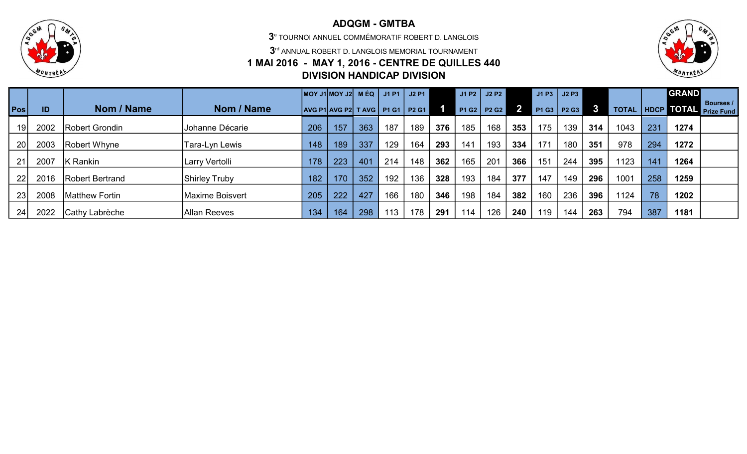**ADQGM - GMTBA**

3[e] TOURNOI ANNUEL COMMÉMORATIF ROBERT D. LANGLOIS

3[rd] ANNUAL ROBERT D. LANGLOIS MEMORIAL TOURNAMENT

**1 MAI 2016 - MAY 1, 2016 - CENTRE DE QUILLES 440**

**DIVISION HANDICAP DIVISION**

| Pos | ID | Nom / Name | Nom / Name | MOY J1 AVG P1 | MOY J2 AVG P2 | M ÉQ T AVG | J1 P1 P1 G1 | J2 P1 P2 G1 | 1 | J1 P2 P1 G2 | J2 P2 P2 G2 | 2 | J1 P3 P1 G3 | J2 P3 P2 G3 | 3 | TOTAL | HDCP | GRAND TOTAL | Bourses / Prize Fund |
|---|---|---|---|---|---|---|---|---|---|---|---|---|---|---|---|---|---|---|---|
| 19 | 2002 | Robert Grondin | Johanne Décarie | 206 | 157 | 363 | 187 | 189 | **376** | 185 | 168 | **353** | 175 | 139 | **314** | 1043 | 231 | **1274** | |
| 20 | 2003 | Robert Whyne | Tara-Lyn Lewis | 148 | 189 | 337 | 129 | 164 | **293** | 141 | 193 | **334** | 171 | 180 | **351** | 978 | 294 | **1272** | |
| 21 | 2007 | K Rankin | Larry Vertolli | 178 | 223 | 401 | 214 | 148 | **362** | 165 | 201 | **366** | 151 | 244 | **395** | 1123 | 141 | **1264** | |
| 22 | 2016 | Robert Bertrand | Shirley Truby | 182 | 170 | 352 | 192 | 136 | **328** | 193 | 184 | **377** | 147 | 149 | **296** | 1001 | 258 | **1259** | |
| 23 | 2008 | Matthew Fortin | Maxime Boisvert | 205 | 222 | 427 | 166 | 180 | **346** | 198 | 184 | **382** | 160 | 236 | **396** | 1124 | 78 | **1202** | |
| 24 | 2022 | Cathy Labrèche | Allan Reeves | 134 | 164 | 298 | 113 | 178 | **291** | 114 | 126 | **240** | 119 | 144 | **263** | 794 | 387 | **1181** | |